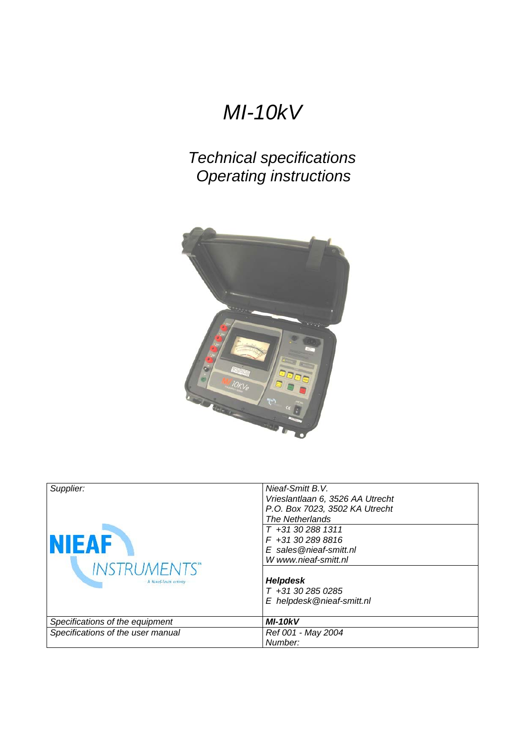# *MI-10kV*

## *Technical specifications*
## *Operating instructions*

| | |
|---|---|
| *Supplier:* | *Nieaf-Smitt B.V.*<br>*Vrieslantlaan 6, 3526 AA Utrecht*<br>*P.O. Box 7023, 3502 KA Utrecht*<br>*The Netherlands* |
| | *T +31 30 288 1311*<br>*F +31 30 289 8816*<br>*E sales@nieaf-smitt.nl*<br>*W www.nieaf-smitt.nl* |
| | ***Helpdesk***<br>*T +31 30 285 0285*<br>*E helpdesk@nieaf-smitt.nl* |
| *Specifications of the equipment* | ***MI-10kV*** |
| *Specifications of the user manual* | *Ref 001 - May 2004*<br>*Number:* |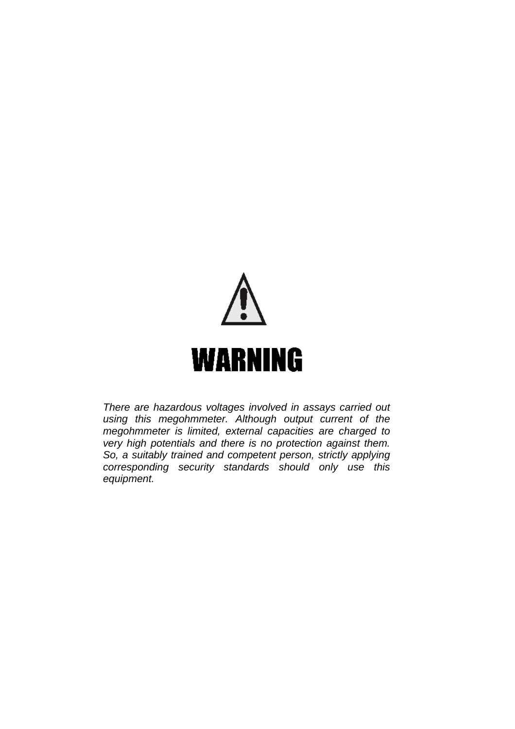# WARNING

*There are hazardous voltages involved in assays carried out using this megohmmeter. Although output current of the megohmmeter is limited, external capacities are charged to very high potentials and there is no protection against them. So, a suitably trained and competent person, strictly applying corresponding security standards should only use this equipment.*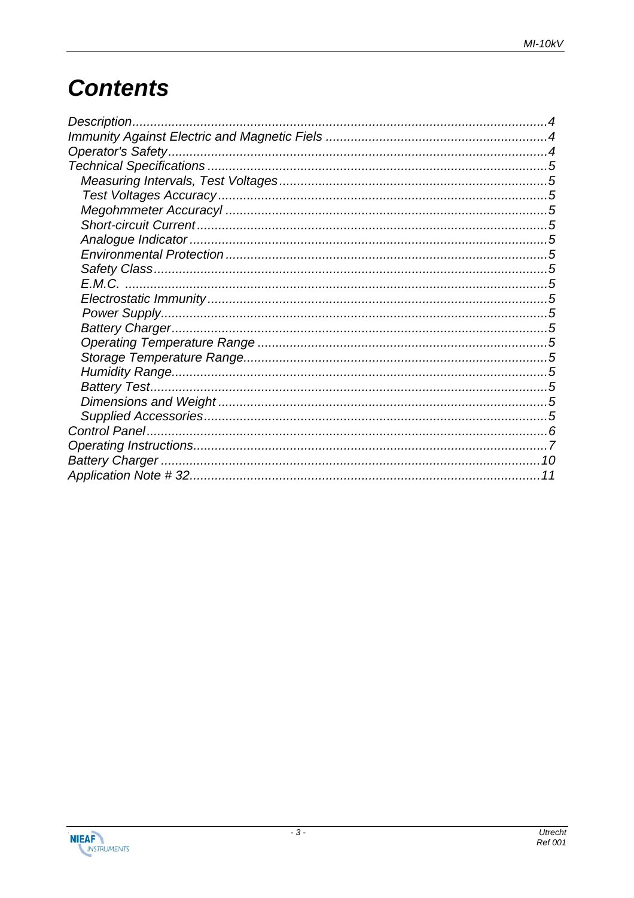# Contents

Description....................................................................................................................4
Immunity Against Electric and Magnetic Fiels .............................................................4
Operator's Safety.........................................................................................................4
Technical Specifications ...............................................................................................5
- Measuring Intervals, Test Voltages..........................................................................5
- Test Voltages Accuracy...........................................................................................5
- Megohmmeter Accuracyl .........................................................................................5
- Short-circuit Current.................................................................................................5
- Analogue Indicator ...................................................................................................5
- Environmental Protection .........................................................................................5
- Safety Class.............................................................................................................5
- E.M.C. ....................................................................................................................5
- Electrostatic Immunity..............................................................................................5
- Power Supply...........................................................................................................5
- Battery Charger........................................................................................................5
- Operating Temperature Range ................................................................................5
- Storage Temperature Range....................................................................................5
- Humidity Range........................................................................................................5
- Battery Test..............................................................................................................5
- Dimensions and Weight ...........................................................................................5
- Supplied Accessories...............................................................................................5

Control Panel...............................................................................................................6
Operating Instructions..................................................................................................7
Battery Charger .........................................................................................................10
Application Note # 32.................................................................................................11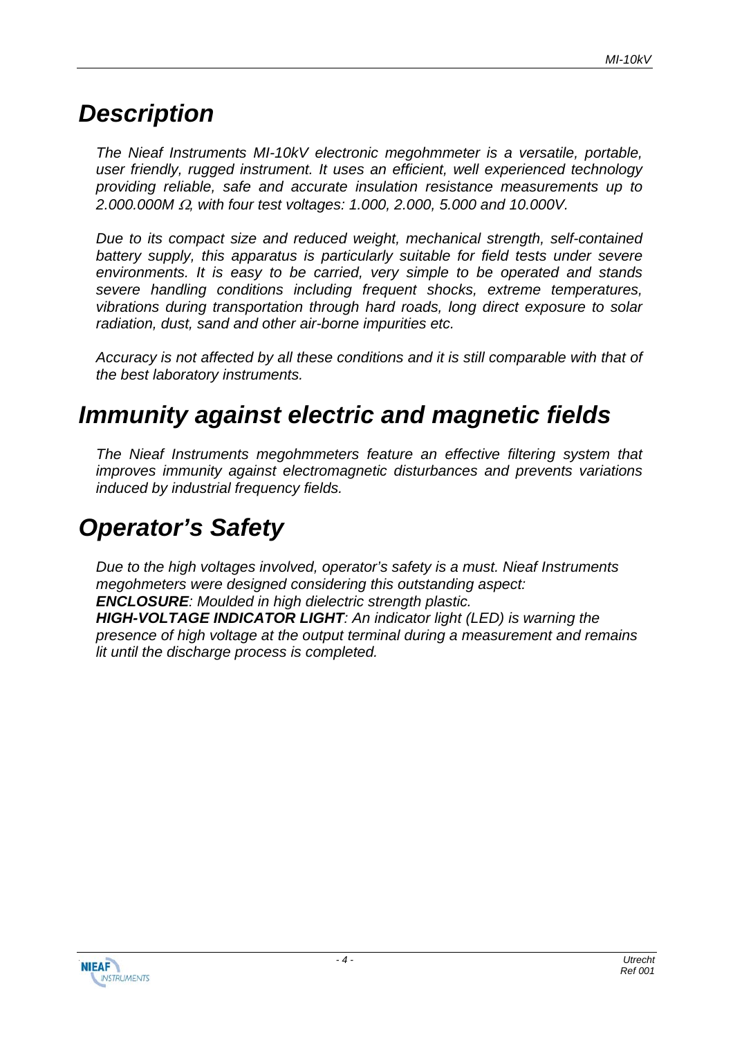# *Description*

*The Nieaf Instruments MI-10kV electronic megohmmeter is a versatile, portable, user friendly, rugged instrument. It uses an efficient, well experienced technology providing reliable, safe and accurate insulation resistance measurements up to 2.000.000M Ω, with four test voltages: 1.000, 2.000, 5.000 and 10.000V.*

*Due to its compact size and reduced weight, mechanical strength, self-contained battery supply, this apparatus is particularly suitable for field tests under severe environments. It is easy to be carried, very simple to be operated and stands severe handling conditions including frequent shocks, extreme temperatures, vibrations during transportation through hard roads, long direct exposure to solar radiation, dust, sand and other air-borne impurities etc.*

*Accuracy is not affected by all these conditions and it is still comparable with that of the best laboratory instruments.*

# *Immunity against electric and magnetic fields*

*The Nieaf Instruments megohmmeters feature an effective filtering system that improves immunity against electromagnetic disturbances and prevents variations induced by industrial frequency fields.*

# *Operator's Safety*

*Due to the high voltages involved, operator's safety is a must. Nieaf Instruments megohmeters were designed considering this outstanding aspect:*
***ENCLOSURE**: Moulded in high dielectric strength plastic.*
***HIGH-VOLTAGE INDICATOR LIGHT**: An indicator light (LED) is warning the presence of high voltage at the output terminal during a measurement and remains lit until the discharge process is completed.*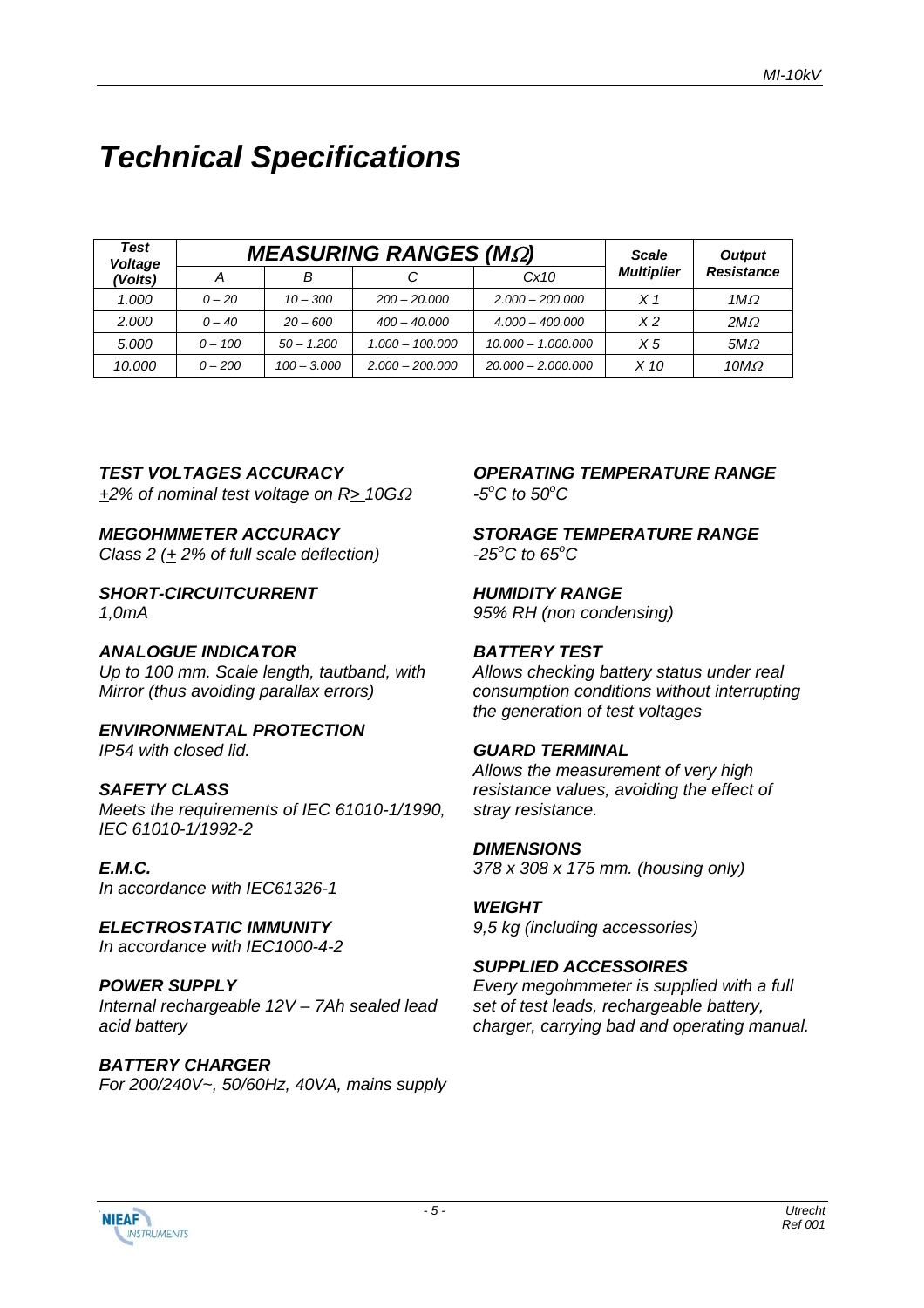# *Technical Specifications*

| *Test Voltage (Volts)* | *MEASURING RANGES (MΩ)* | | | | *Scale Multiplier* | *Output Resistance* |
|---|---|---|---|---|---|---|
| | *A* | *B* | *C* | *Cx10* | | |
| *1.000* | *0 – 20* | *10 – 300* | *200 – 20.000* | *2.000 – 200.000* | *X 1* | *1MΩ* |
| *2.000* | *0 – 40* | *20 – 600* | *400 – 40.000* | *4.000 – 400.000* | *X 2* | *2MΩ* |
| *5.000* | *0 – 100* | *50 – 1.200* | *1.000 – 100.000* | *10.000 – 1.000.000* | *X 5* | *5MΩ* |
| *10.000* | *0 – 200* | *100 – 3.000* | *2.000 – 200.000* | *20.000 – 2.000.000* | *X 10* | *10MΩ* |

***TEST VOLTAGES ACCURACY***
*±2% of nominal test voltage on R≥ 10GΩ*

***MEGOHMMETER ACCURACY***
*Class 2 (± 2% of full scale deflection)*

***SHORT-CIRCUITCURRENT***
*1,0mA*

***ANALOGUE INDICATOR***
*Up to 100 mm. Scale length, tautband, with Mirror (thus avoiding parallax errors)*

***ENVIRONMENTAL PROTECTION***
*IP54 with closed lid.*

***SAFETY CLASS***
*Meets the requirements of IEC 61010-1/1990, IEC 61010-1/1992-2*

***E.M.C.***
*In accordance with IEC61326-1*

***ELECTROSTATIC IMMUNITY***
*In accordance with IEC1000-4-2*

***POWER SUPPLY***
*Internal rechargeable 12V – 7Ah sealed lead acid battery*

***BATTERY CHARGER***
*For 200/240V~, 50/60Hz, 40VA, mains supply*

***OPERATING TEMPERATURE RANGE***
*-5°C to 50°C*

***STORAGE TEMPERATURE RANGE***
*-25°C to 65°C*

***HUMIDITY RANGE***
*95% RH (non condensing)*

***BATTERY TEST***
*Allows checking battery status under real consumption conditions without interrupting the generation of test voltages*

***GUARD TERMINAL***
*Allows the measurement of very high resistance values, avoiding the effect of stray resistance.*

***DIMENSIONS***
*378 x 308 x 175 mm. (housing only)*

***WEIGHT***
*9,5 kg (including accessories)*

***SUPPLIED ACCESSOIRES***
*Every megohmmeter is supplied with a full set of test leads, rechargeable battery, charger, carrying bad and operating manual.*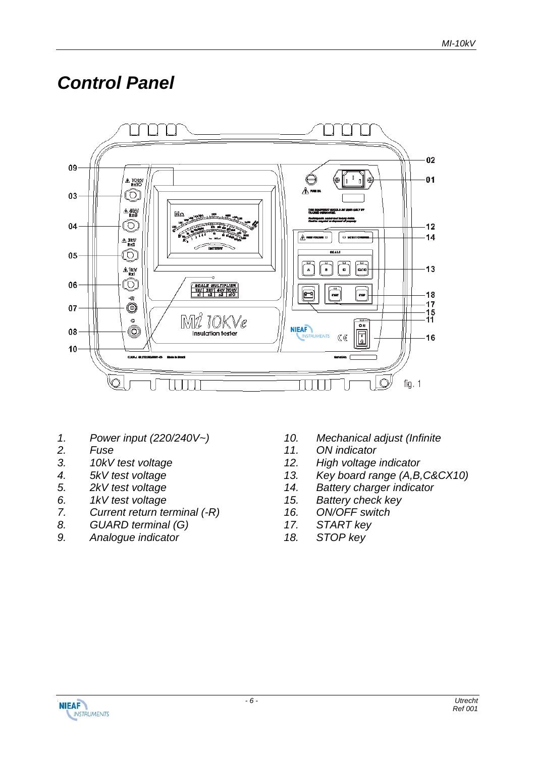# Control Panel

fig. 1

1. Power input (220/240V~)
2. Fuse
3. 10kV test voltage
4. 5kV test voltage
5. 2kV test voltage
6. 1kV test voltage
7. Current return terminal (-R)
8. GUARD terminal (G)
9. Analogue indicator
10. Mechanical adjust (Infinite
11. ON indicator
12. High voltage indicator
13. Key board range (A,B,C&CX10)
14. Battery charger indicator
15. Battery check key
16. ON/OFF switch
17. START key
18. STOP key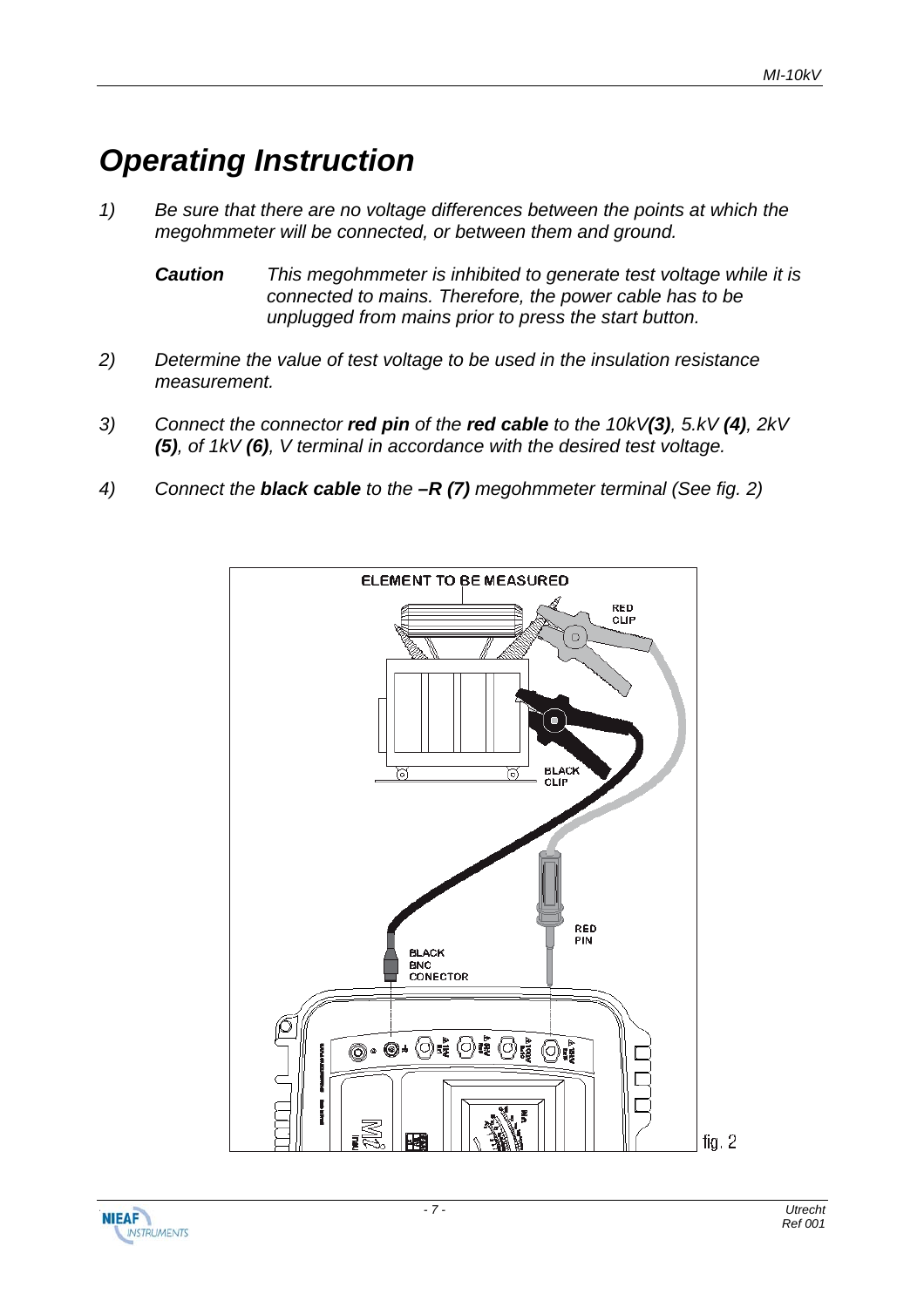# *Operating Instruction*

*1)* *Be sure that there are no voltage differences between the points at which the megohmmeter will be connected, or between them and ground.*

> ***Caution*** *This megohmmeter is inhibited to generate test voltage while it is connected to mains. Therefore, the power cable has to be unplugged from mains prior to press the start button.*

*2)* *Determine the value of test voltage to be used in the insulation resistance measurement.*

*3)* *Connect the connector **red pin** of the **red cable** to the 10kV**(3)**, 5.kV **(4)**, 2kV **(5)**, of 1kV **(6)**, V terminal in accordance with the desired test voltage.*

*4)* *Connect the **black cable** to the **–R (7)** megohmmeter terminal (See fig. 2)*

ELEMENT TO BE MEASURED

RED CLIP

BLACK CLIP

RED PIN

BLACK BNC CONECTOR

fig. 2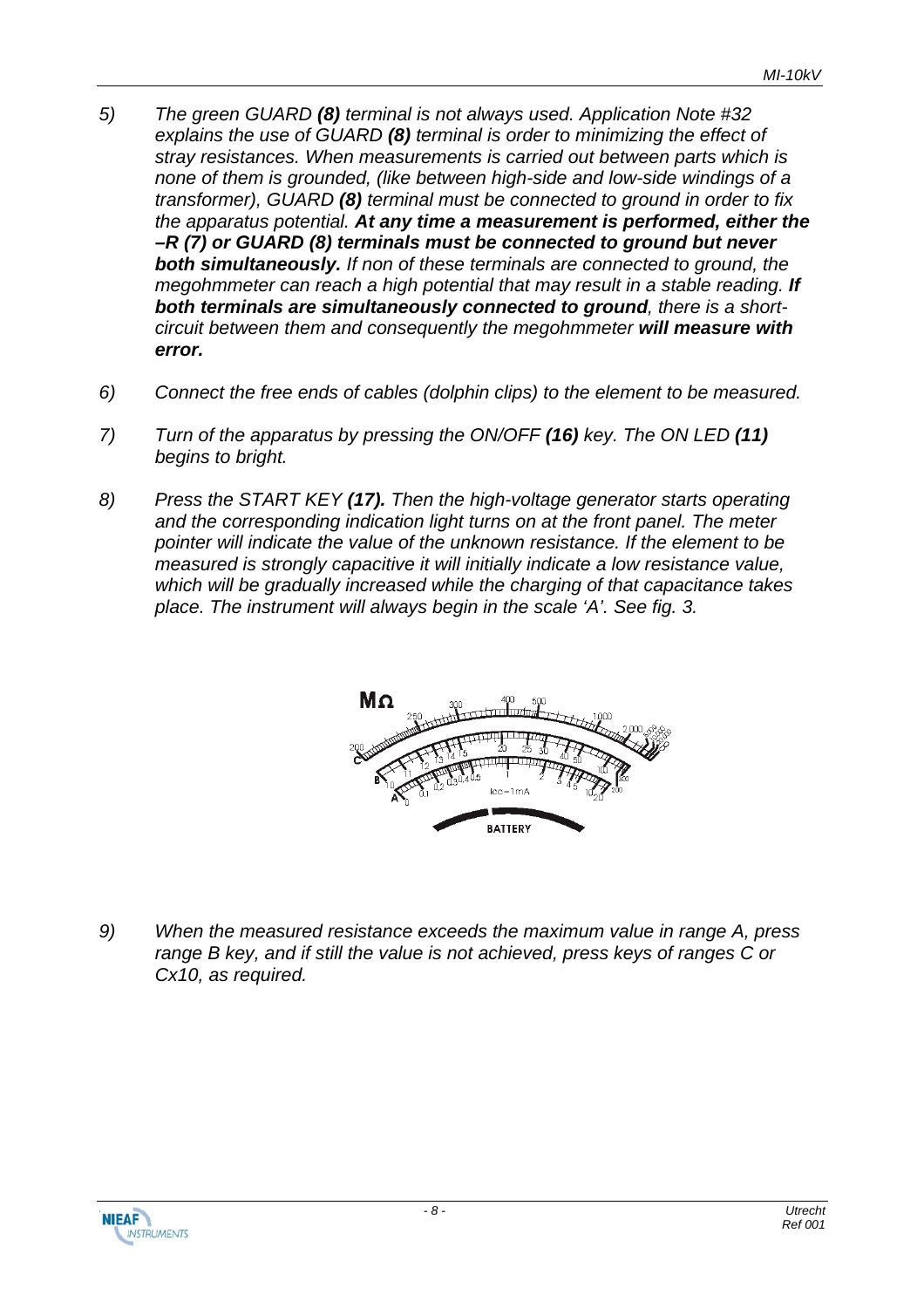5) *The green GUARD **(8)** terminal is not always used. Application Note #32 explains the use of GUARD **(8)** terminal is order to minimizing the effect of stray resistances. When measurements is carried out between parts which is none of them is grounded, (like between high-side and low-side windings of a transformer), GUARD **(8)** terminal must be connected to ground in order to fix the apparatus potential. **At any time a measurement is performed, either the –R (7) or GUARD (8) terminals must be connected to ground but never both simultaneously.** If non of these terminals are connected to ground, the megohmmeter can reach a high potential that may result in a stable reading. **If both terminals are simultaneously connected to ground**, there is a short-circuit between them and consequently the megohmmeter **will measure with error.***

6) *Connect the free ends of cables (dolphin clips) to the element to be measured.*

7) *Turn of the apparatus by pressing the ON/OFF **(16)** key. The ON LED **(11)** begins to bright.*

8) *Press the START KEY **(17).** Then the high-voltage generator starts operating and the corresponding indication light turns on at the front panel. The meter pointer will indicate the value of the unknown resistance. If the element to be measured is strongly capacitive it will initially indicate a low resistance value, which will be gradually increased while the charging of that capacitance takes place. The instrument will always begin in the scale 'A'. See fig. 3.*

MΩ

Icc=1mA

BATTERY

9) *When the measured resistance exceeds the maximum value in range A, press range B key, and if still the value is not achieved, press keys of ranges C or Cx10, as required.*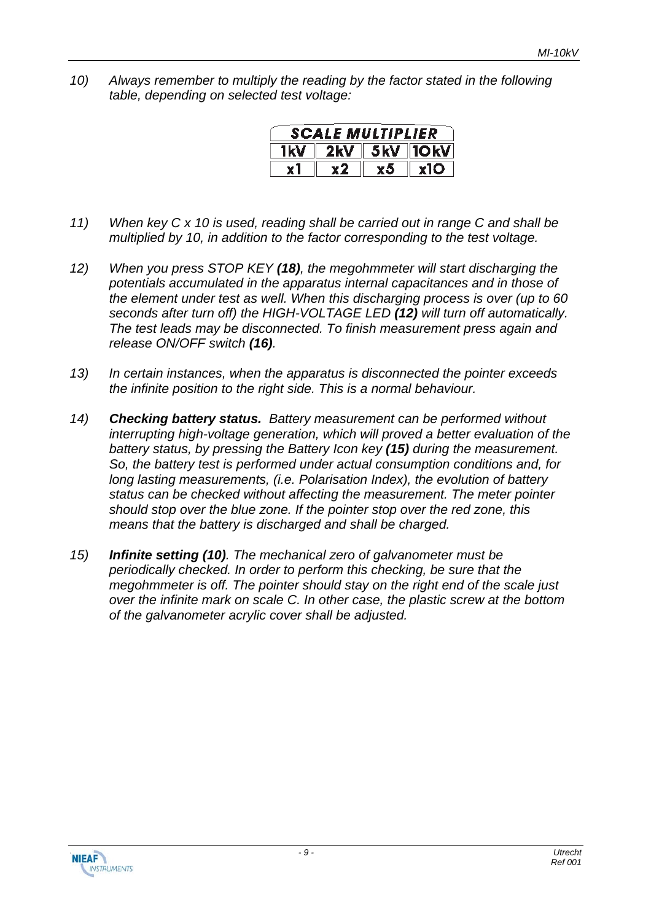10) *Always remember to multiply the reading by the factor stated in the following table, depending on selected test voltage:*

| SCALE MULTIPLIER | | | |
|---|---|---|---|
| 1kV | 2kV | 5kV | 10kV |
| x1 | x2 | x5 | x10 |

11) *When key C x 10 is used, reading shall be carried out in range C and shall be multiplied by 10, in addition to the factor corresponding to the test voltage.*

12) *When you press STOP KEY **(18)**, the megohmmeter will start discharging the potentials accumulated in the apparatus internal capacitances and in those of the element under test as well. When this discharging process is over (up to 60 seconds after turn off) the HIGH-VOLTAGE LED **(12)** will turn off automatically. The test leads may be disconnected. To finish measurement press again and release ON/OFF switch **(16)**.*

13) *In certain instances, when the apparatus is disconnected the pointer exceeds the infinite position to the right side. This is a normal behaviour.*

14) ***Checking battery status.** Battery measurement can be performed without interrupting high-voltage generation, which will proved a better evaluation of the battery status, by pressing the Battery Icon key **(15)** during the measurement. So, the battery test is performed under actual consumption conditions and, for long lasting measurements, (i.e. Polarisation Index), the evolution of battery status can be checked without affecting the measurement. The meter pointer should stop over the blue zone. If the pointer stop over the red zone, this means that the battery is discharged and shall be charged.*

15) ***Infinite setting (10)**. The mechanical zero of galvanometer must be periodically checked. In order to perform this checking, be sure that the megohmmeter is off. The pointer should stay on the right end of the scale just over the infinite mark on scale C. In other case, the plastic screw at the bottom of the galvanometer acrylic cover shall be adjusted.*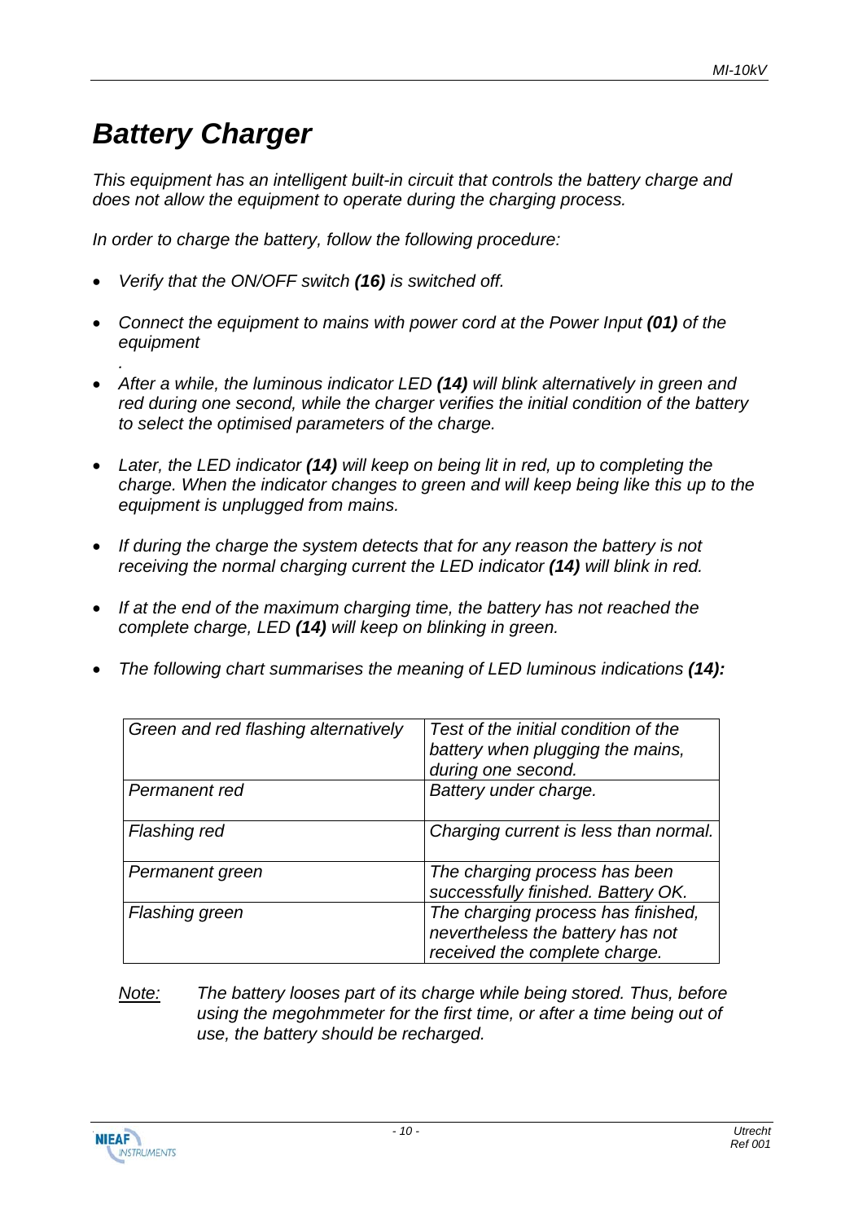# *Battery Charger*

*This equipment has an intelligent built-in circuit that controls the battery charge and does not allow the equipment to operate during the charging process.*

*In order to charge the battery, follow the following procedure:*

- *Verify that the ON/OFF switch **(16)** is switched off.*
- *Connect the equipment to mains with power cord at the Power Input **(01)** of the equipment*
  *.*
- *After a while, the luminous indicator LED **(14)** will blink alternatively in green and red during one second, while the charger verifies the initial condition of the battery to select the optimised parameters of the charge.*
- *Later, the LED indicator **(14)** will keep on being lit in red, up to completing the charge. When the indicator changes to green and will keep being like this up to the equipment is unplugged from mains.*
- *If during the charge the system detects that for any reason the battery is not receiving the normal charging current the LED indicator **(14)** will blink in red.*
- *If at the end of the maximum charging time, the battery has not reached the complete charge, LED **(14)** will keep on blinking in green.*
- *The following chart summarises the meaning of LED luminous indications **(14):***

| | |
|---|---|
| *Green and red flashing alternatively* | *Test of the initial condition of the battery when plugging the mains, during one second.* |
| *Permanent red* | *Battery under charge.* |
| *Flashing red* | *Charging current is less than normal.* |
| *Permanent green* | *The charging process has been successfully finished. Battery OK.* |
| *Flashing green* | *The charging process has finished, nevertheless the battery has not received the complete charge.* |

*<u>Note:</u>* *The battery looses part of its charge while being stored. Thus, before using the megohmmeter for the first time, or after a time being out of use, the battery should be recharged.*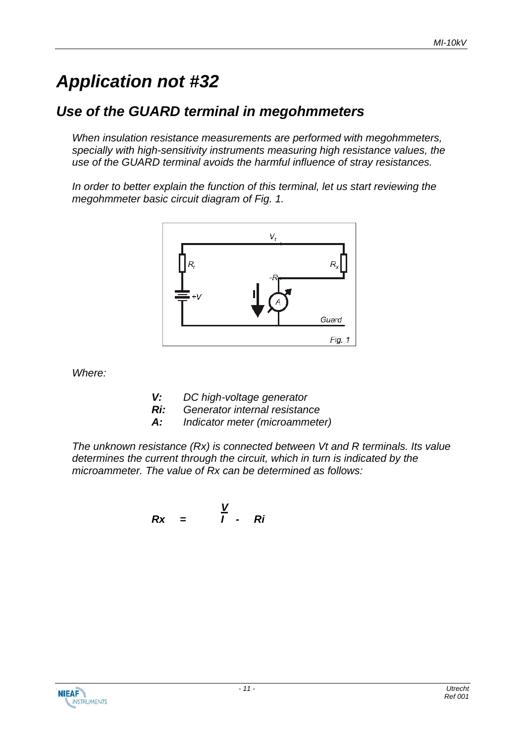# *Application not #32*

## *Use of the GUARD terminal in megohmmeters*

*When insulation resistance measurements are performed with megohmmeters, specially with high-sensitivity instruments measuring high resistance values, the use of the GUARD terminal avoids the harmful influence of stray resistances.*

*In order to better explain the function of this terminal, let us start reviewing the megohmmeter basic circuit diagram of Fig. 1.*

$V_t$

$R_i$

$R_x$

-R

+V

A

Guard

Fig. 1

*Where:*

- ***V:*** *DC high-voltage generator*
- ***Ri:*** *Generator internal resistance*
- ***A:*** *Indicator meter (microammeter)*

*The unknown resistance (Rx) is connected between Vt and R terminals. Its value determines the current through the circuit, which in turn is indicated by the microammeter. The value of Rx can be determined as follows:*

$$Rx = \frac{V}{I} - Ri$$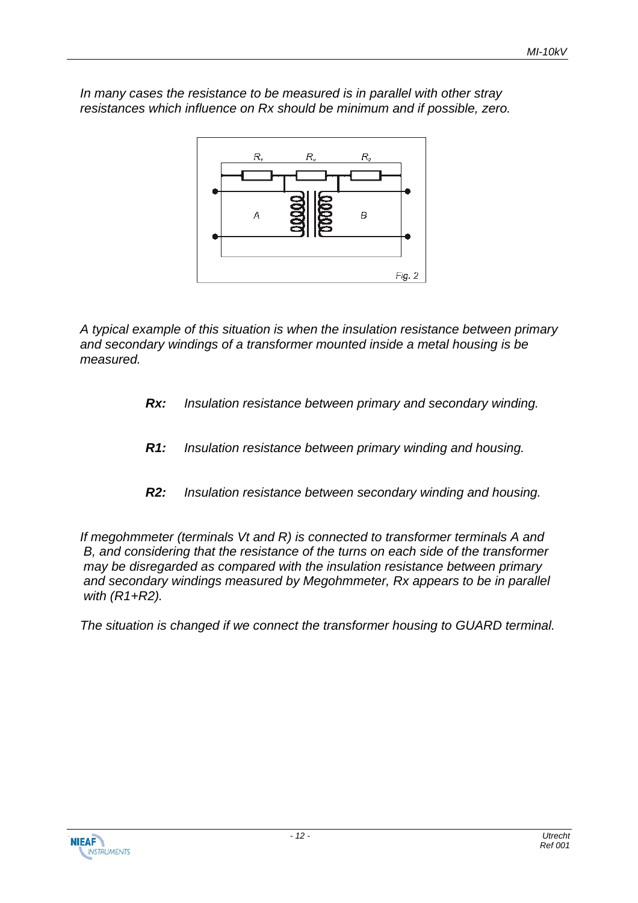*In many cases the resistance to be measured is in parallel with other stray resistances which influence on Rx should be minimum and if possible, zero.*

$R_1$ $R_x$ $R_2$

A B

Fig. 2

*A typical example of this situation is when the insulation resistance between primary and secondary windings of a transformer mounted inside a metal housing is be measured.*

***Rx:*** *Insulation resistance between primary and secondary winding.*

***R1:*** *Insulation resistance between primary winding and housing.*

***R2:*** *Insulation resistance between secondary winding and housing.*

*If megohmmeter (terminals Vt and R) is connected to transformer terminals A and B, and considering that the resistance of the turns on each side of the transformer may be disregarded as compared with the insulation resistance between primary and secondary windings measured by Megohmmeter, Rx appears to be in parallel with (R1+R2).*

*The situation is changed if we connect the transformer housing to GUARD terminal.*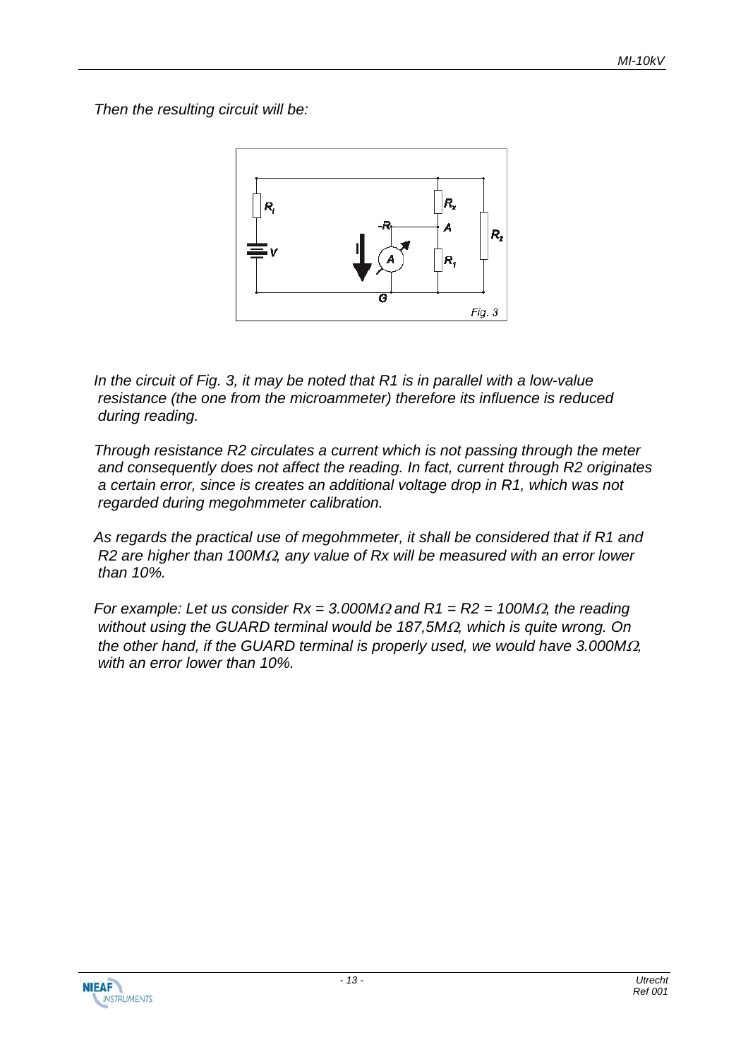*Then the resulting circuit will be:*

Fig. 3

*In the circuit of Fig. 3, it may be noted that R1 is in parallel with a low-value resistance (the one from the microammeter) therefore its influence is reduced during reading.*

*Through resistance R2 circulates a current which is not passing through the meter and consequently does not affect the reading. In fact, current through R2 originates a certain error, since is creates an additional voltage drop in R1, which was not regarded during megohmmeter calibration.*

*As regards the practical use of megohmmeter, it shall be considered that if R1 and R2 are higher than 100MΩ, any value of Rx will be measured with an error lower than 10%.*

*For example: Let us consider Rx = 3.000MΩ and R1 = R2 = 100MΩ, the reading without using the GUARD terminal would be 187,5MΩ, which is quite wrong. On the other hand, if the GUARD terminal is properly used, we would have 3.000MΩ, with an error lower than 10%.*